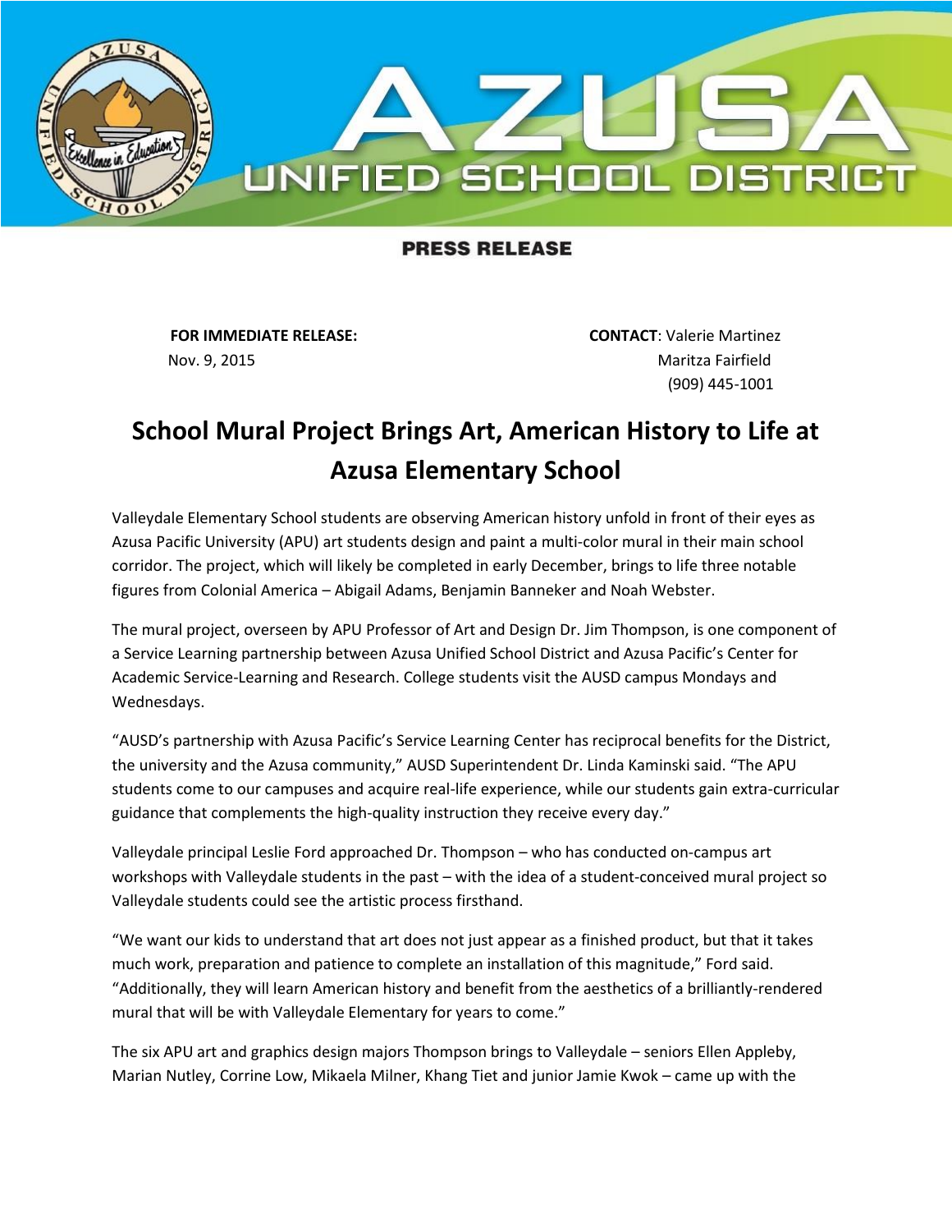# AZUSA UNIFIED SCHOOL DISTRICT

**PRESS RELEASE**

**FOR IMMEDIATE RELEASE:**
Nov. 9, 2015

**CONTACT**: Valerie Martinez
Maritza Fairfield
(909) 445-1001

## School Mural Project Brings Art, American History to Life at Azusa Elementary School

Valleydale Elementary School students are observing American history unfold in front of their eyes as Azusa Pacific University (APU) art students design and paint a multi-color mural in their main school corridor. The project, which will likely be completed in early December, brings to life three notable figures from Colonial America – Abigail Adams, Benjamin Banneker and Noah Webster.

The mural project, overseen by APU Professor of Art and Design Dr. Jim Thompson, is one component of a Service Learning partnership between Azusa Unified School District and Azusa Pacific's Center for Academic Service-Learning and Research. College students visit the AUSD campus Mondays and Wednesdays.

"AUSD's partnership with Azusa Pacific's Service Learning Center has reciprocal benefits for the District, the university and the Azusa community," AUSD Superintendent Dr. Linda Kaminski said. "The APU students come to our campuses and acquire real-life experience, while our students gain extra-curricular guidance that complements the high-quality instruction they receive every day."

Valleydale principal Leslie Ford approached Dr. Thompson – who has conducted on-campus art workshops with Valleydale students in the past – with the idea of a student-conceived mural project so Valleydale students could see the artistic process firsthand.

"We want our kids to understand that art does not just appear as a finished product, but that it takes much work, preparation and patience to complete an installation of this magnitude," Ford said. "Additionally, they will learn American history and benefit from the aesthetics of a brilliantly-rendered mural that will be with Valleydale Elementary for years to come."

The six APU art and graphics design majors Thompson brings to Valleydale – seniors Ellen Appleby, Marian Nutley, Corrine Low, Mikaela Milner, Khang Tiet and junior Jamie Kwok – came up with the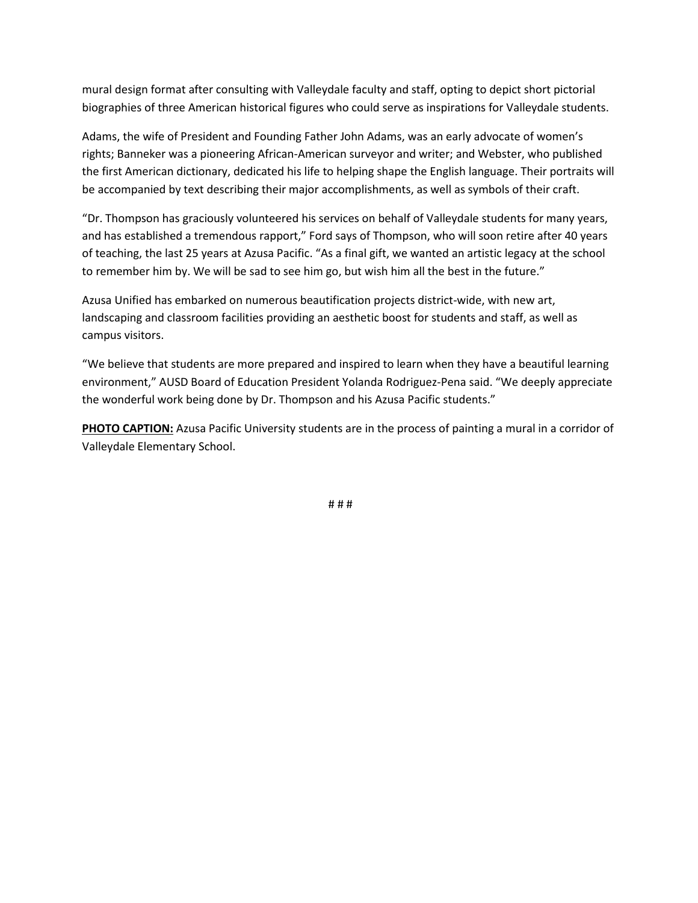mural design format after consulting with Valleydale faculty and staff, opting to depict short pictorial biographies of three American historical figures who could serve as inspirations for Valleydale students.

Adams, the wife of President and Founding Father John Adams, was an early advocate of women's rights; Banneker was a pioneering African-American surveyor and writer; and Webster, who published the first American dictionary, dedicated his life to helping shape the English language. Their portraits will be accompanied by text describing their major accomplishments, as well as symbols of their craft.

"Dr. Thompson has graciously volunteered his services on behalf of Valleydale students for many years, and has established a tremendous rapport," Ford says of Thompson, who will soon retire after 40 years of teaching, the last 25 years at Azusa Pacific. "As a final gift, we wanted an artistic legacy at the school to remember him by. We will be sad to see him go, but wish him all the best in the future."

Azusa Unified has embarked on numerous beautification projects district-wide, with new art, landscaping and classroom facilities providing an aesthetic boost for students and staff, as well as campus visitors.

"We believe that students are more prepared and inspired to learn when they have a beautiful learning environment," AUSD Board of Education President Yolanda Rodriguez-Pena said. "We deeply appreciate the wonderful work being done by Dr. Thompson and his Azusa Pacific students."

**PHOTO CAPTION:** Azusa Pacific University students are in the process of painting a mural in a corridor of Valleydale Elementary School.

# # #